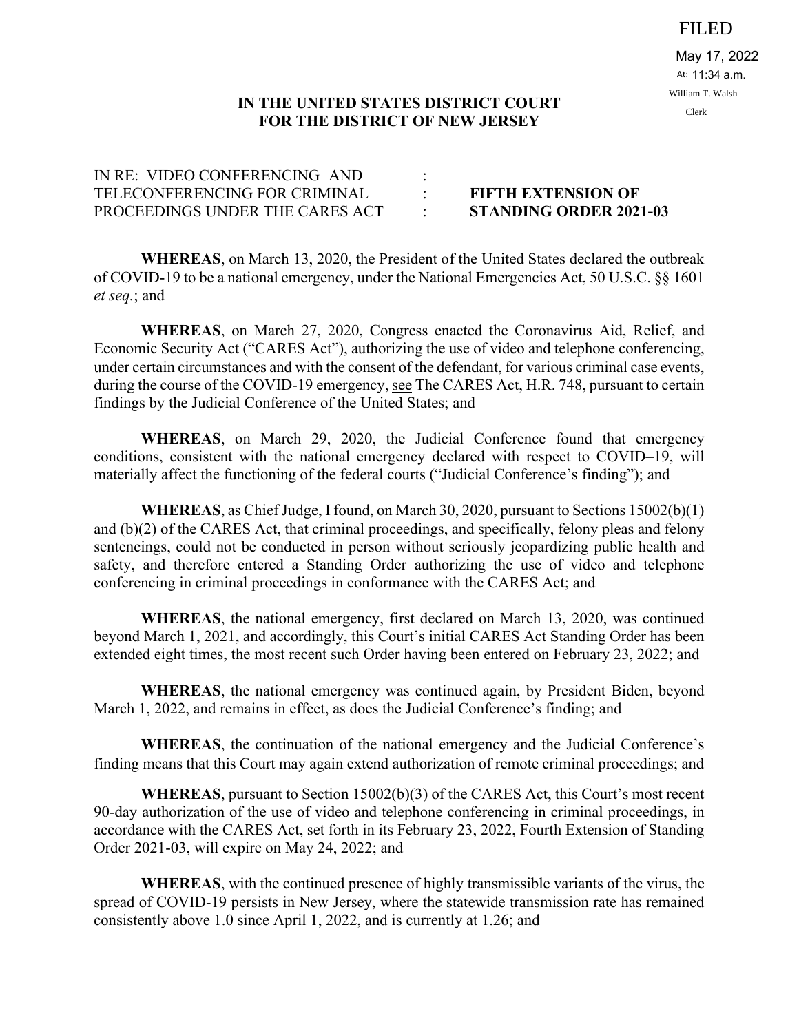FILED

May 17, 2022
At: 11:34 a.m.
William T. Walsh
Clerk

**IN THE UNITED STATES DISTRICT COURT**
**FOR THE DISTRICT OF NEW JERSEY**

IN RE: VIDEO CONFERENCING AND TELECONFERENCING FOR CRIMINAL PROCEEDINGS UNDER THE CARES ACT

**FIFTH EXTENSION OF STANDING ORDER 2021-03**

**WHEREAS**, on March 13, 2020, the President of the United States declared the outbreak of COVID-19 to be a national emergency, under the National Emergencies Act, 50 U.S.C. §§ 1601 *et seq.*; and

**WHEREAS**, on March 27, 2020, Congress enacted the Coronavirus Aid, Relief, and Economic Security Act ("CARES Act"), authorizing the use of video and telephone conferencing, under certain circumstances and with the consent of the defendant, for various criminal case events, during the course of the COVID-19 emergency, see The CARES Act, H.R. 748, pursuant to certain findings by the Judicial Conference of the United States; and

**WHEREAS**, on March 29, 2020, the Judicial Conference found that emergency conditions, consistent with the national emergency declared with respect to COVID–19, will materially affect the functioning of the federal courts ("Judicial Conference's finding"); and

**WHEREAS**, as Chief Judge, I found, on March 30, 2020, pursuant to Sections 15002(b)(1) and (b)(2) of the CARES Act, that criminal proceedings, and specifically, felony pleas and felony sentencings, could not be conducted in person without seriously jeopardizing public health and safety, and therefore entered a Standing Order authorizing the use of video and telephone conferencing in criminal proceedings in conformance with the CARES Act; and

**WHEREAS**, the national emergency, first declared on March 13, 2020, was continued beyond March 1, 2021, and accordingly, this Court's initial CARES Act Standing Order has been extended eight times, the most recent such Order having been entered on February 23, 2022; and

**WHEREAS**, the national emergency was continued again, by President Biden, beyond March 1, 2022, and remains in effect, as does the Judicial Conference's finding; and

**WHEREAS**, the continuation of the national emergency and the Judicial Conference's finding means that this Court may again extend authorization of remote criminal proceedings; and

**WHEREAS**, pursuant to Section 15002(b)(3) of the CARES Act, this Court's most recent 90-day authorization of the use of video and telephone conferencing in criminal proceedings, in accordance with the CARES Act, set forth in its February 23, 2022, Fourth Extension of Standing Order 2021-03, will expire on May 24, 2022; and

**WHEREAS**, with the continued presence of highly transmissible variants of the virus, the spread of COVID-19 persists in New Jersey, where the statewide transmission rate has remained consistently above 1.0 since April 1, 2022, and is currently at 1.26; and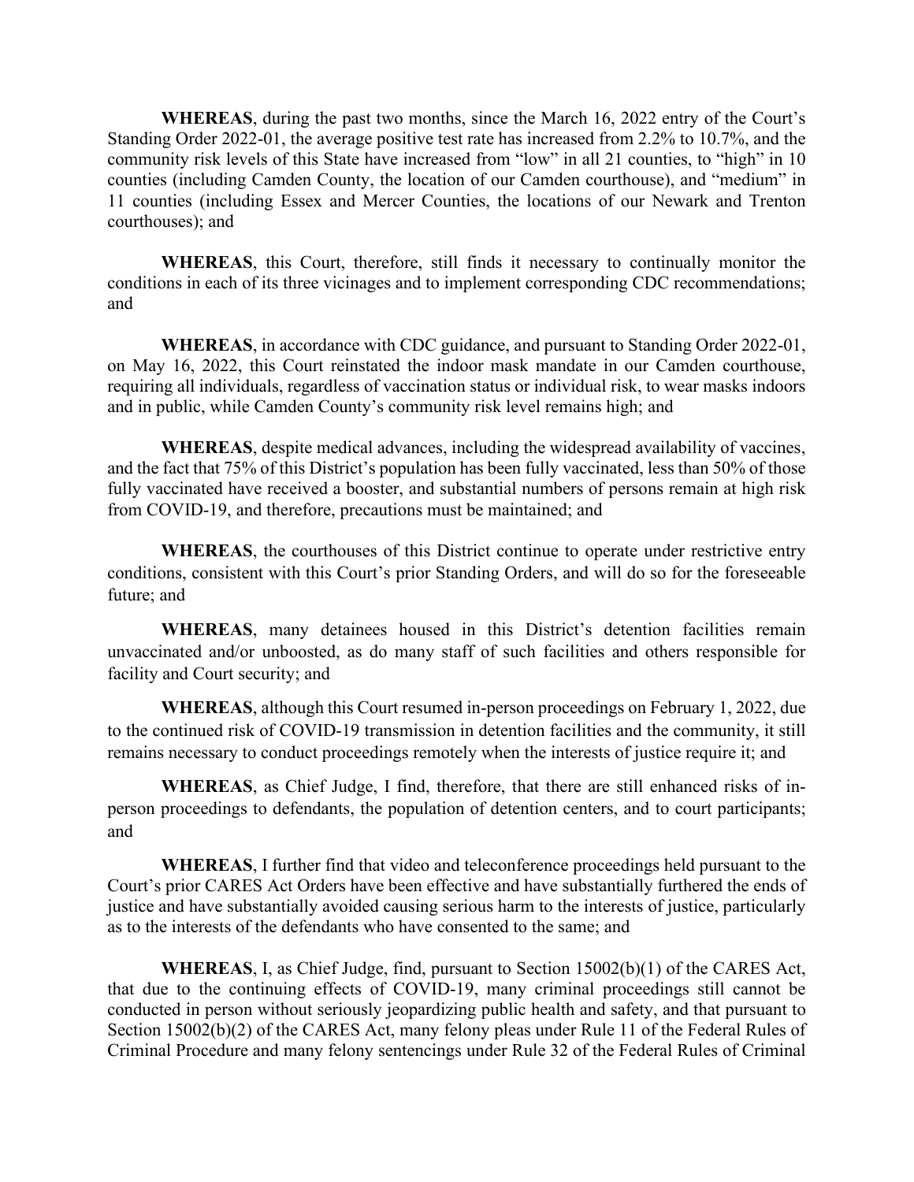**WHEREAS**, during the past two months, since the March 16, 2022 entry of the Court's Standing Order 2022-01, the average positive test rate has increased from 2.2% to 10.7%, and the community risk levels of this State have increased from "low" in all 21 counties, to "high" in 10 counties (including Camden County, the location of our Camden courthouse), and "medium" in 11 counties (including Essex and Mercer Counties, the locations of our Newark and Trenton courthouses); and

**WHEREAS**, this Court, therefore, still finds it necessary to continually monitor the conditions in each of its three vicinages and to implement corresponding CDC recommendations; and

**WHEREAS**, in accordance with CDC guidance, and pursuant to Standing Order 2022-01, on May 16, 2022, this Court reinstated the indoor mask mandate in our Camden courthouse, requiring all individuals, regardless of vaccination status or individual risk, to wear masks indoors and in public, while Camden County's community risk level remains high; and

**WHEREAS**, despite medical advances, including the widespread availability of vaccines, and the fact that 75% of this District's population has been fully vaccinated, less than 50% of those fully vaccinated have received a booster, and substantial numbers of persons remain at high risk from COVID-19, and therefore, precautions must be maintained; and

**WHEREAS**, the courthouses of this District continue to operate under restrictive entry conditions, consistent with this Court's prior Standing Orders, and will do so for the foreseeable future; and

**WHEREAS**, many detainees housed in this District's detention facilities remain unvaccinated and/or unboosted, as do many staff of such facilities and others responsible for facility and Court security; and

**WHEREAS**, although this Court resumed in-person proceedings on February 1, 2022, due to the continued risk of COVID-19 transmission in detention facilities and the community, it still remains necessary to conduct proceedings remotely when the interests of justice require it; and

**WHEREAS**, as Chief Judge, I find, therefore, that there are still enhanced risks of in-person proceedings to defendants, the population of detention centers, and to court participants; and

**WHEREAS**, I further find that video and teleconference proceedings held pursuant to the Court's prior CARES Act Orders have been effective and have substantially furthered the ends of justice and have substantially avoided causing serious harm to the interests of justice, particularly as to the interests of the defendants who have consented to the same; and

**WHEREAS**, I, as Chief Judge, find, pursuant to Section 15002(b)(1) of the CARES Act, that due to the continuing effects of COVID-19, many criminal proceedings still cannot be conducted in person without seriously jeopardizing public health and safety, and that pursuant to Section 15002(b)(2) of the CARES Act, many felony pleas under Rule 11 of the Federal Rules of Criminal Procedure and many felony sentencings under Rule 32 of the Federal Rules of Criminal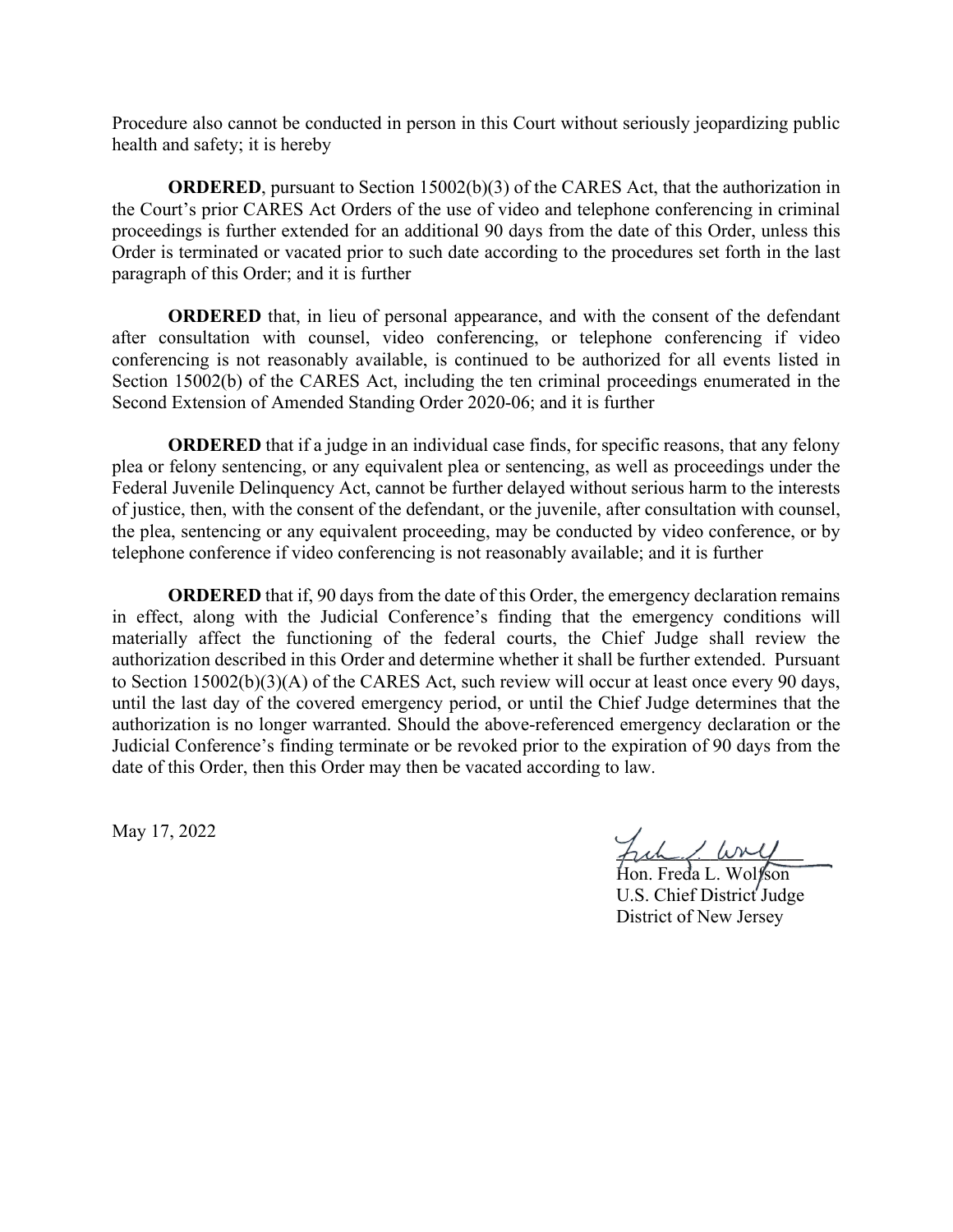Procedure also cannot be conducted in person in this Court without seriously jeopardizing public health and safety; it is hereby

**ORDERED**, pursuant to Section 15002(b)(3) of the CARES Act, that the authorization in the Court's prior CARES Act Orders of the use of video and telephone conferencing in criminal proceedings is further extended for an additional 90 days from the date of this Order, unless this Order is terminated or vacated prior to such date according to the procedures set forth in the last paragraph of this Order; and it is further

**ORDERED** that, in lieu of personal appearance, and with the consent of the defendant after consultation with counsel, video conferencing, or telephone conferencing if video conferencing is not reasonably available, is continued to be authorized for all events listed in Section 15002(b) of the CARES Act, including the ten criminal proceedings enumerated in the Second Extension of Amended Standing Order 2020-06; and it is further

**ORDERED** that if a judge in an individual case finds, for specific reasons, that any felony plea or felony sentencing, or any equivalent plea or sentencing, as well as proceedings under the Federal Juvenile Delinquency Act, cannot be further delayed without serious harm to the interests of justice, then, with the consent of the defendant, or the juvenile, after consultation with counsel, the plea, sentencing or any equivalent proceeding, may be conducted by video conference, or by telephone conference if video conferencing is not reasonably available; and it is further

**ORDERED** that if, 90 days from the date of this Order, the emergency declaration remains in effect, along with the Judicial Conference's finding that the emergency conditions will materially affect the functioning of the federal courts, the Chief Judge shall review the authorization described in this Order and determine whether it shall be further extended. Pursuant to Section 15002(b)(3)(A) of the CARES Act, such review will occur at least once every 90 days, until the last day of the covered emergency period, or until the Chief Judge determines that the authorization is no longer warranted. Should the above-referenced emergency declaration or the Judicial Conference's finding terminate or be revoked prior to the expiration of 90 days from the date of this Order, then this Order may then be vacated according to law.

May 17, 2022

Hon. Freda L. Wolfson
U.S. Chief District Judge
District of New Jersey